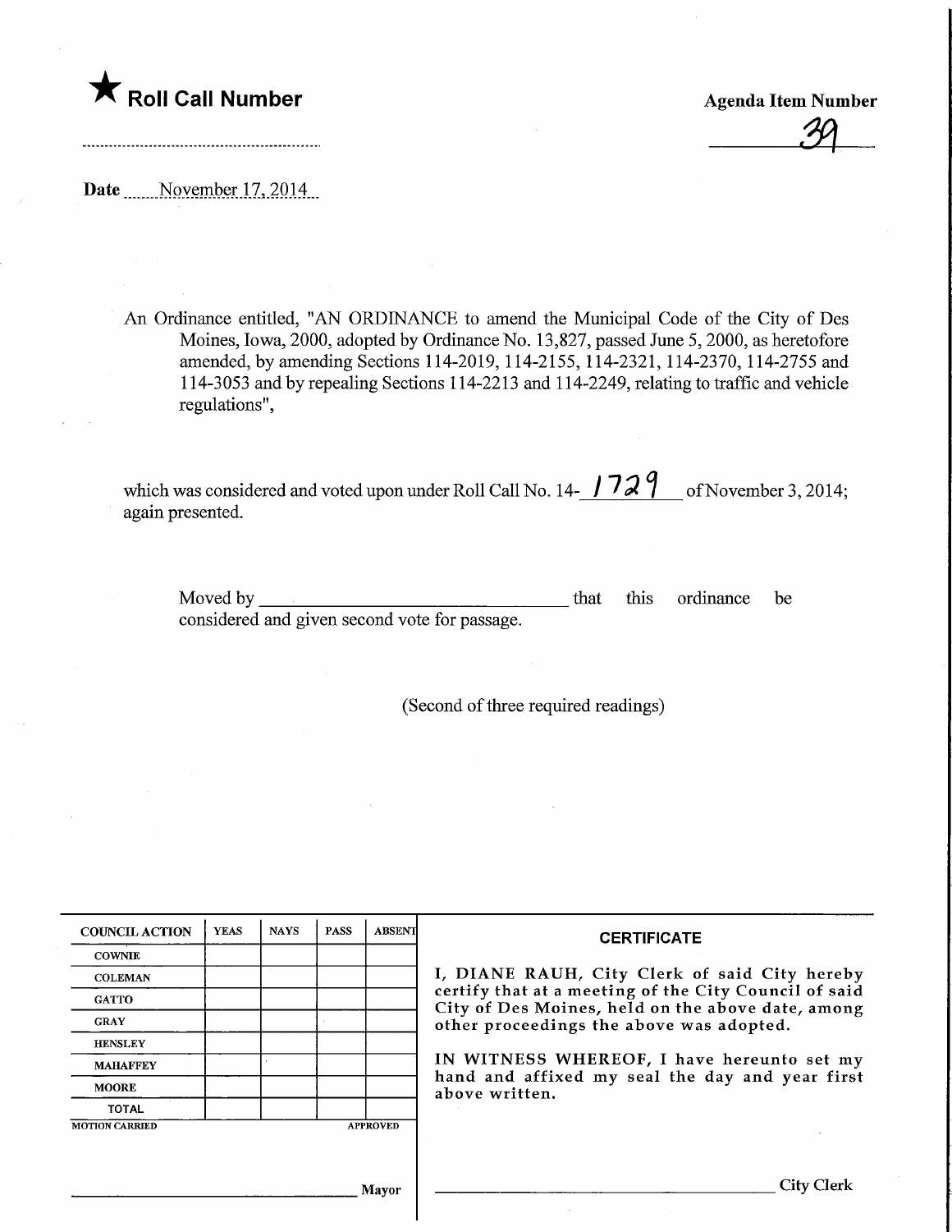★ **Roll Call Number**

**Agenda Item Number**

39

**Date** November 17, 2014

An Ordinance entitled, "AN ORDINANCE to amend the Municipal Code of the City of Des Moines, Iowa, 2000, adopted by Ordinance No. 13,827, passed June 5, 2000, as heretofore amended, by amending Sections 114-2019, 114-2155, 114-2321, 114-2370, 114-2755 and 114-3053 and by repealing Sections 114-2213 and 114-2249, relating to traffic and vehicle regulations",

which was considered and voted upon under Roll Call No. 14-1729 of November 3, 2014; again presented.

Moved by ________________________________ that this ordinance be considered and given second vote for passage.

(Second of three required readings)

| COUNCIL ACTION | YEAS | NAYS | PASS | ABSENT |
|---|---|---|---|---|
| COWNIE | | | | |
| COLEMAN | | | | |
| GATTO | | | | |
| GRAY | | | | |
| HENSLEY | | | | |
| MAHAFFEY | | | | |
| MOORE | | | | |
| TOTAL | | | | |

MOTION CARRIED APPROVED

________________________________ Mayor

**CERTIFICATE**

I, DIANE RAUH, City Clerk of said City hereby certify that at a meeting of the City Council of said City of Des Moines, held on the above date, among other proceedings the above was adopted.

IN WITNESS WHEREOF, I have hereunto set my hand and affixed my seal the day and year first above written.

________________________________ City Clerk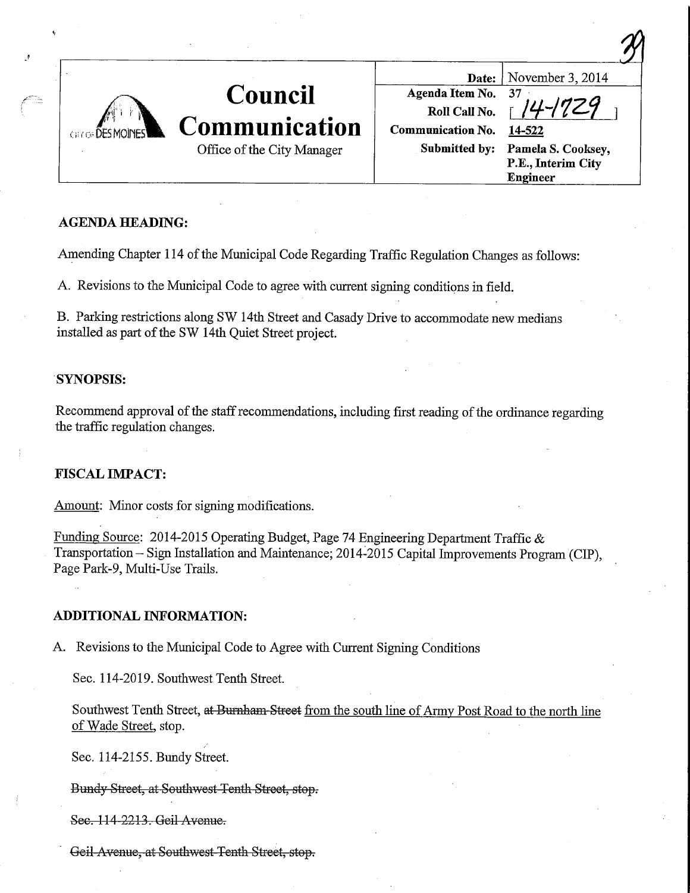| | Council Communication<br>Office of the City Manager | Date: | November 3, 2014 |
|---|---|---|---|
| | | Agenda Item No. | 37 |
| | | Roll Call No. | [14-1729] |
| | | Communication No. | 14-522 |
| | | Submitted by: | Pamela S. Cooksey, P.E., Interim City Engineer |

**AGENDA HEADING:**

Amending Chapter 114 of the Municipal Code Regarding Traffic Regulation Changes as follows:

A. Revisions to the Municipal Code to agree with current signing conditions in field.

B. Parking restrictions along SW 14th Street and Casady Drive to accommodate new medians installed as part of the SW 14th Quiet Street project.

**SYNOPSIS:**

Recommend approval of the staff recommendations, including first reading of the ordinance regarding the traffic regulation changes.

**FISCAL IMPACT:**

Amount: Minor costs for signing modifications.

Funding Source: 2014-2015 Operating Budget, Page 74 Engineering Department Traffic & Transportation – Sign Installation and Maintenance; 2014-2015 Capital Improvements Program (CIP), Page Park-9, Multi-Use Trails.

**ADDITIONAL INFORMATION:**

A. Revisions to the Municipal Code to Agree with Current Signing Conditions

Sec. 114-2019. Southwest Tenth Street.

Southwest Tenth Street, ~~at Burnham Street~~ <u>from the south line of Army Post Road to the north line of Wade Street</u>, stop.

Sec. 114-2155. Bundy Street.

~~Bundy Street, at Southwest Tenth Street, stop.~~

~~Sec. 114-2213. Geil Avenue.~~

~~Geil Avenue, at Southwest Tenth Street, stop.~~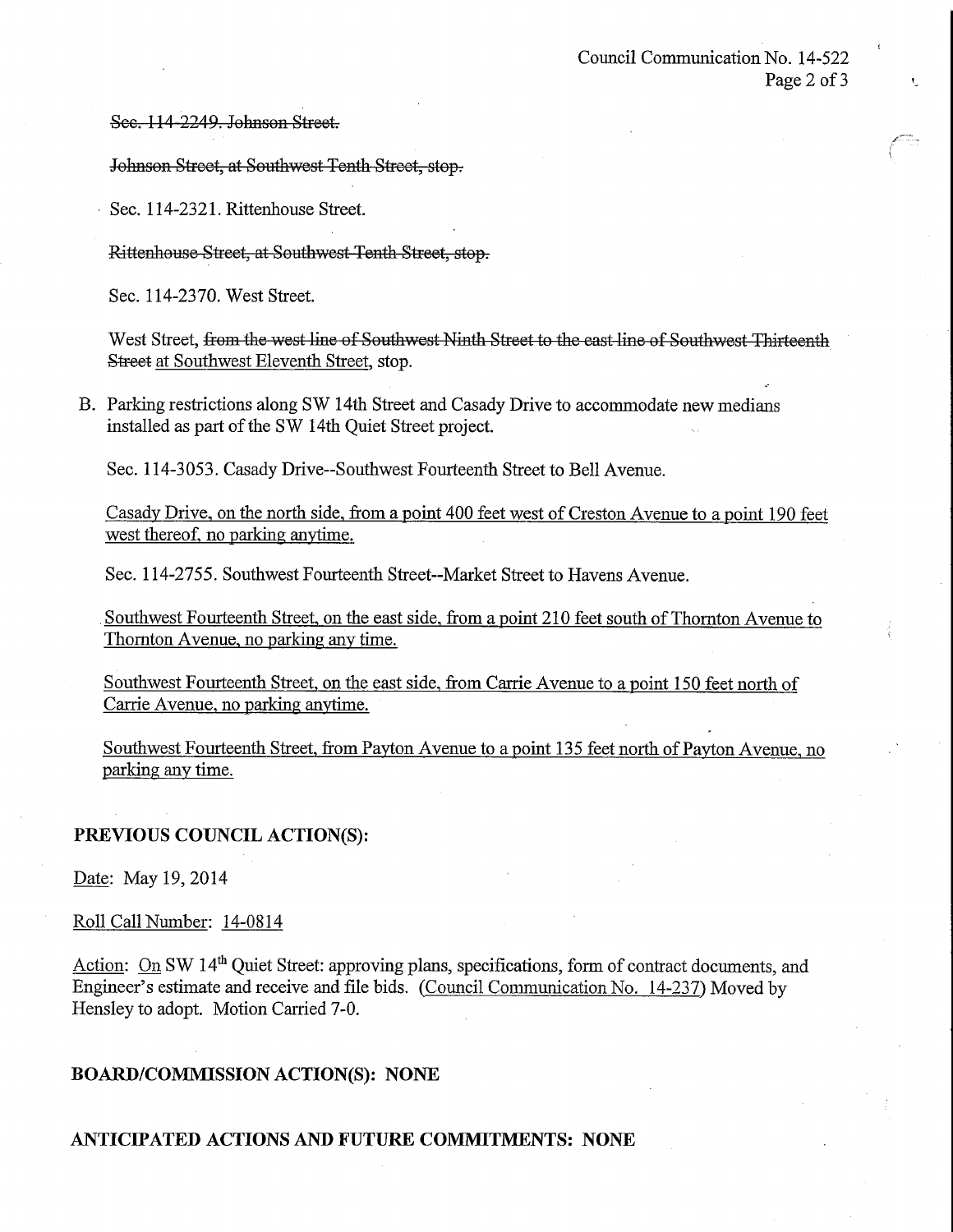~~Sec. 114-2249. Johnson Street.~~

~~Johnson Street, at Southwest Tenth Street, stop.~~

Sec. 114-2321. Rittenhouse Street.

~~Rittenhouse Street, at Southwest Tenth Street, stop.~~

Sec. 114-2370. West Street.

West Street, ~~from the west line of Southwest Ninth Street to the east line of Southwest Thirteenth Street~~ <u>at Southwest Eleventh Street</u>, stop.

B. Parking restrictions along SW 14th Street and Casady Drive to accommodate new medians installed as part of the SW 14th Quiet Street project.

Sec. 114-3053. Casady Drive--Southwest Fourteenth Street to Bell Avenue.

<u>Casady Drive, on the north side, from a point 400 feet west of Creston Avenue to a point 190 feet west thereof, no parking anytime.</u>

Sec. 114-2755. Southwest Fourteenth Street--Market Street to Havens Avenue.

<u>Southwest Fourteenth Street, on the east side, from a point 210 feet south of Thornton Avenue to Thornton Avenue, no parking any time.</u>

<u>Southwest Fourteenth Street, on the east side, from Carrie Avenue to a point 150 feet north of Carrie Avenue, no parking anytime.</u>

<u>Southwest Fourteenth Street, from Payton Avenue to a point 135 feet north of Payton Avenue, no parking any time.</u>

**PREVIOUS COUNCIL ACTION(S):**

<u>Date</u>: May 19, 2014

<u>Roll Call Number</u>: <u>14-0814</u>

<u>Action</u>: <u>On</u> SW 14th Quiet Street: approving plans, specifications, form of contract documents, and Engineer's estimate and receive and file bids. (<u>Council Communication No. 14-237</u>) Moved by Hensley to adopt. Motion Carried 7-0.

**BOARD/COMMISSION ACTION(S): NONE**

**ANTICIPATED ACTIONS AND FUTURE COMMITMENTS: NONE**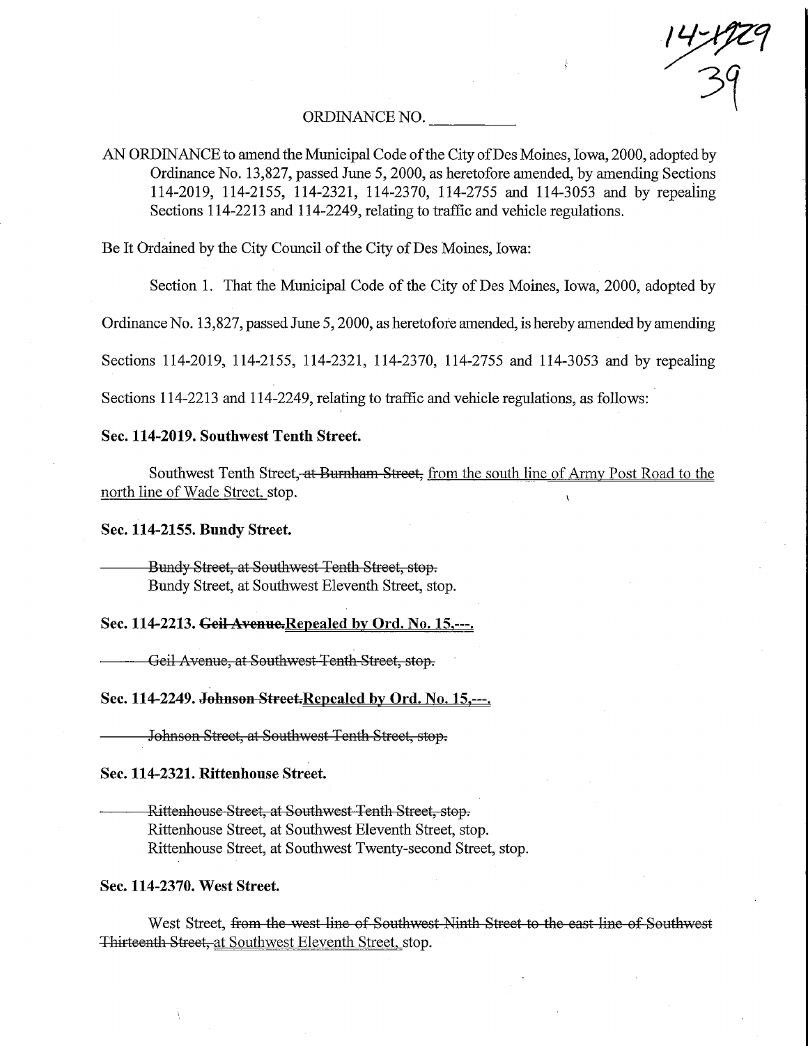14-1929
39

ORDINANCE NO. __________

AN ORDINANCE to amend the Municipal Code of the City of Des Moines, Iowa, 2000, adopted by Ordinance No. 13,827, passed June 5, 2000, as heretofore amended, by amending Sections 114-2019, 114-2155, 114-2321, 114-2370, 114-2755 and 114-3053 and by repealing Sections 114-2213 and 114-2249, relating to traffic and vehicle regulations.

Be It Ordained by the City Council of the City of Des Moines, Iowa:

Section 1. That the Municipal Code of the City of Des Moines, Iowa, 2000, adopted by Ordinance No. 13,827, passed June 5, 2000, as heretofore amended, is hereby amended by amending Sections 114-2019, 114-2155, 114-2321, 114-2370, 114-2755 and 114-3053 and by repealing Sections 114-2213 and 114-2249, relating to traffic and vehicle regulations, as follows:

**Sec. 114-2019. Southwest Tenth Street.**

Southwest Tenth Street~~, at Burnham Street,~~ <u>from the south line of Army Post Road to the north line of Wade Street,</u> stop.

**Sec. 114-2155. Bundy Street.**

~~Bundy Street, at Southwest Tenth Street, stop.~~
Bundy Street, at Southwest Eleventh Street, stop.

**Sec. 114-2213. ~~Geil Avenue.~~<u>Repealed by Ord. No. 15,---.</u>**

~~Geil Avenue, at Southwest Tenth Street, stop.~~

**Sec. 114-2249. ~~Johnson Street.~~<u>Repealed by Ord. No. 15,---.</u>**

~~Johnson Street, at Southwest Tenth Street, stop.~~

**Sec. 114-2321. Rittenhouse Street.**

~~Rittenhouse Street, at Southwest Tenth Street, stop.~~
Rittenhouse Street, at Southwest Eleventh Street, stop.
Rittenhouse Street, at Southwest Twenty-second Street, stop.

**Sec. 114-2370. West Street.**

West Street, ~~from the west line of Southwest Ninth Street to the east line of Southwest Thirteenth Street,~~ <u>at Southwest Eleventh Street,</u> stop.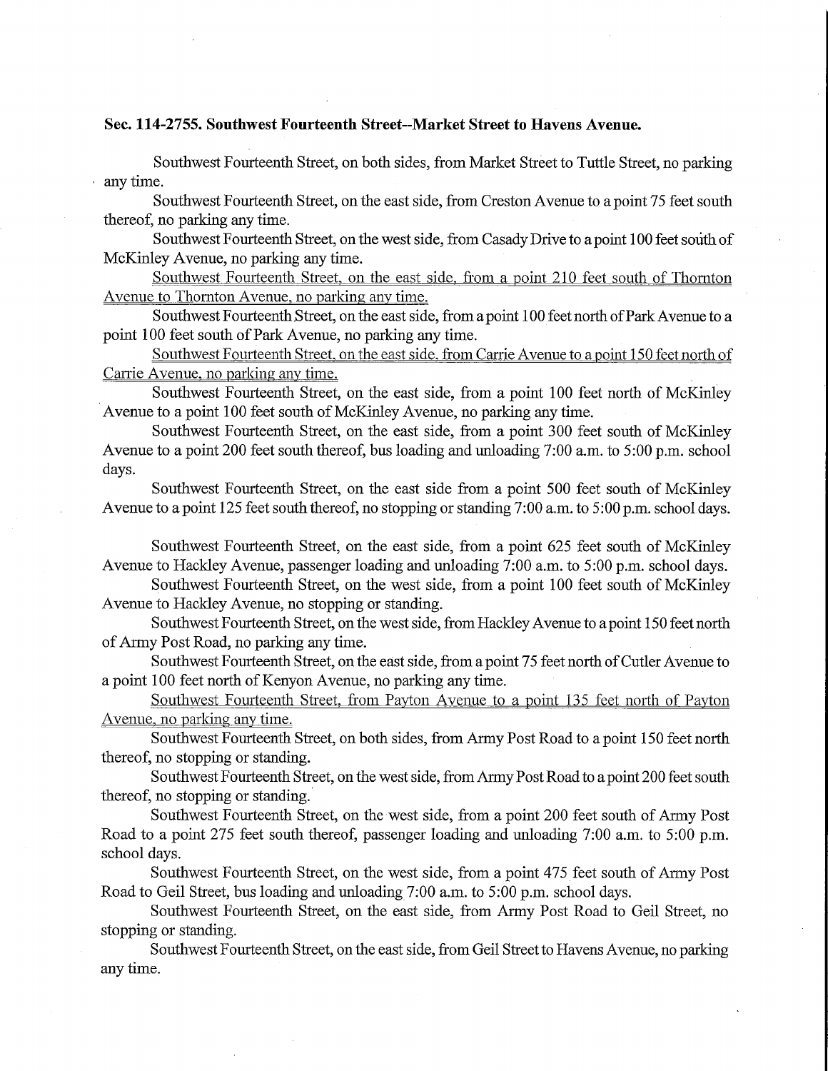**Sec. 114-2755. Southwest Fourteenth Street--Market Street to Havens Avenue.**

Southwest Fourteenth Street, on both sides, from Market Street to Tuttle Street, no parking any time.

Southwest Fourteenth Street, on the east side, from Creston Avenue to a point 75 feet south thereof, no parking any time.

Southwest Fourteenth Street, on the west side, from Casady Drive to a point 100 feet south of McKinley Avenue, no parking any time.

<u>Southwest Fourteenth Street, on the east side, from a point 210 feet south of Thornton Avenue to Thornton Avenue, no parking any time.</u>

Southwest Fourteenth Street, on the east side, from a point 100 feet north of Park Avenue to a point 100 feet south of Park Avenue, no parking any time.

<u>Southwest Fourteenth Street, on the east side, from Carrie Avenue to a point 150 feet north of Carrie Avenue, no parking any time.</u>

Southwest Fourteenth Street, on the east side, from a point 100 feet north of McKinley Avenue to a point 100 feet south of McKinley Avenue, no parking any time.

Southwest Fourteenth Street, on the east side, from a point 300 feet south of McKinley Avenue to a point 200 feet south thereof, bus loading and unloading 7:00 a.m. to 5:00 p.m. school days.

Southwest Fourteenth Street, on the east side from a point 500 feet south of McKinley Avenue to a point 125 feet south thereof, no stopping or standing 7:00 a.m. to 5:00 p.m. school days.

Southwest Fourteenth Street, on the east side, from a point 625 feet south of McKinley Avenue to Hackley Avenue, passenger loading and unloading 7:00 a.m. to 5:00 p.m. school days.

Southwest Fourteenth Street, on the west side, from a point 100 feet south of McKinley Avenue to Hackley Avenue, no stopping or standing.

Southwest Fourteenth Street, on the west side, from Hackley Avenue to a point 150 feet north of Army Post Road, no parking any time.

Southwest Fourteenth Street, on the east side, from a point 75 feet north of Cutler Avenue to a point 100 feet north of Kenyon Avenue, no parking any time.

<u>Southwest Fourteenth Street, from Payton Avenue to a point 135 feet north of Payton Avenue, no parking any time.</u>

Southwest Fourteenth Street, on both sides, from Army Post Road to a point 150 feet north thereof, no stopping or standing.

Southwest Fourteenth Street, on the west side, from Army Post Road to a point 200 feet south thereof, no stopping or standing.

Southwest Fourteenth Street, on the west side, from a point 200 feet south of Army Post Road to a point 275 feet south thereof, passenger loading and unloading 7:00 a.m. to 5:00 p.m. school days.

Southwest Fourteenth Street, on the west side, from a point 475 feet south of Army Post Road to Geil Street, bus loading and unloading 7:00 a.m. to 5:00 p.m. school days.

Southwest Fourteenth Street, on the east side, from Army Post Road to Geil Street, no stopping or standing.

Southwest Fourteenth Street, on the east side, from Geil Street to Havens Avenue, no parking any time.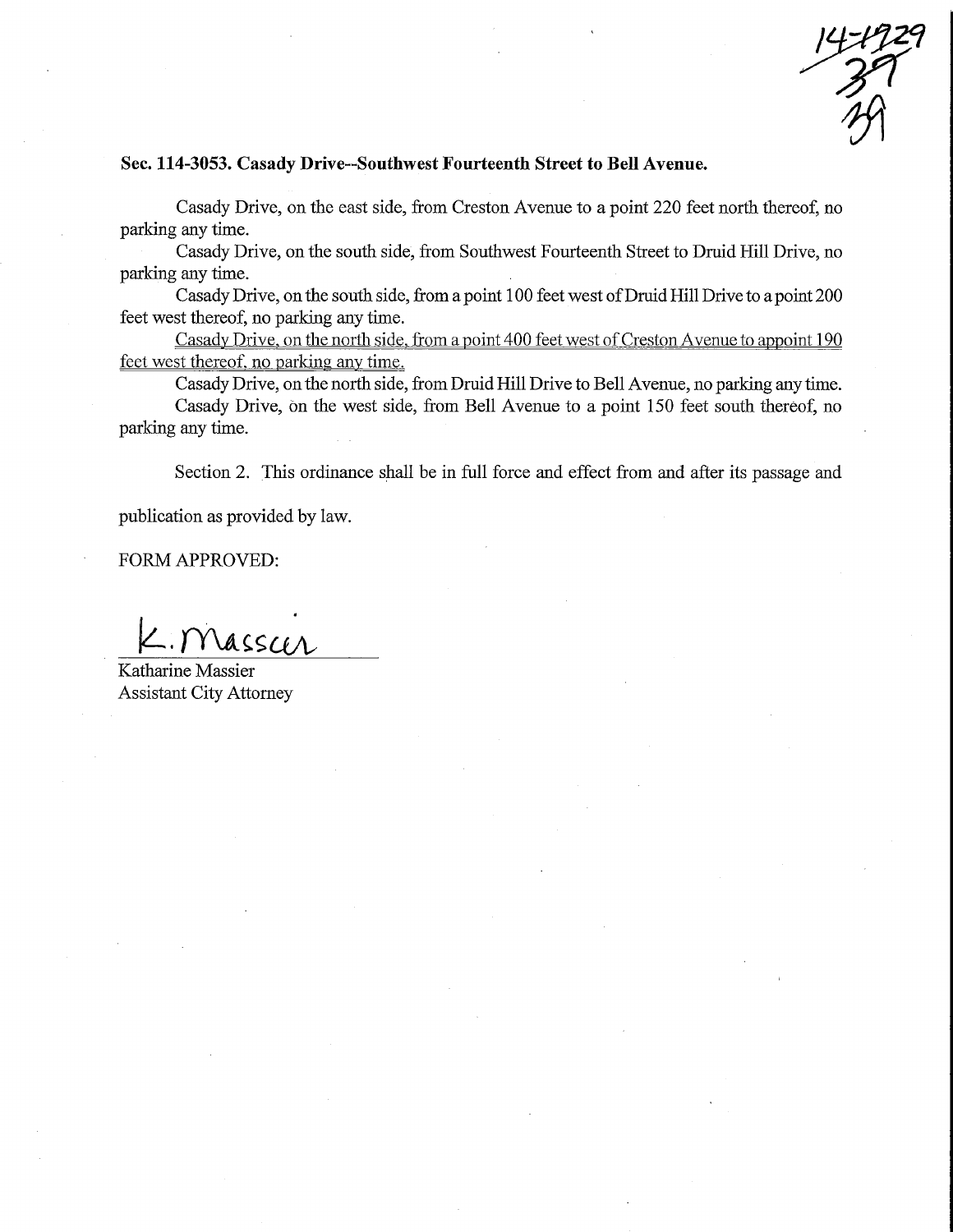14-1729
39
39

**Sec. 114-3053. Casady Drive--Southwest Fourteenth Street to Bell Avenue.**

Casady Drive, on the east side, from Creston Avenue to a point 220 feet north thereof, no parking any time.

Casady Drive, on the south side, from Southwest Fourteenth Street to Druid Hill Drive, no parking any time.

Casady Drive, on the south side, from a point 100 feet west of Druid Hill Drive to a point 200 feet west thereof, no parking any time.

<u>Casady Drive, on the north side, from a point 400 feet west of Creston Avenue to appoint 190 feet west thereof, no parking any time.</u>

Casady Drive, on the north side, from Druid Hill Drive to Bell Avenue, no parking any time.

Casady Drive, on the west side, from Bell Avenue to a point 150 feet south thereof, no parking any time.

Section 2. This ordinance shall be in full force and effect from and after its passage and publication as provided by law.

FORM APPROVED:

K. Massier

Katharine Massier
Assistant City Attorney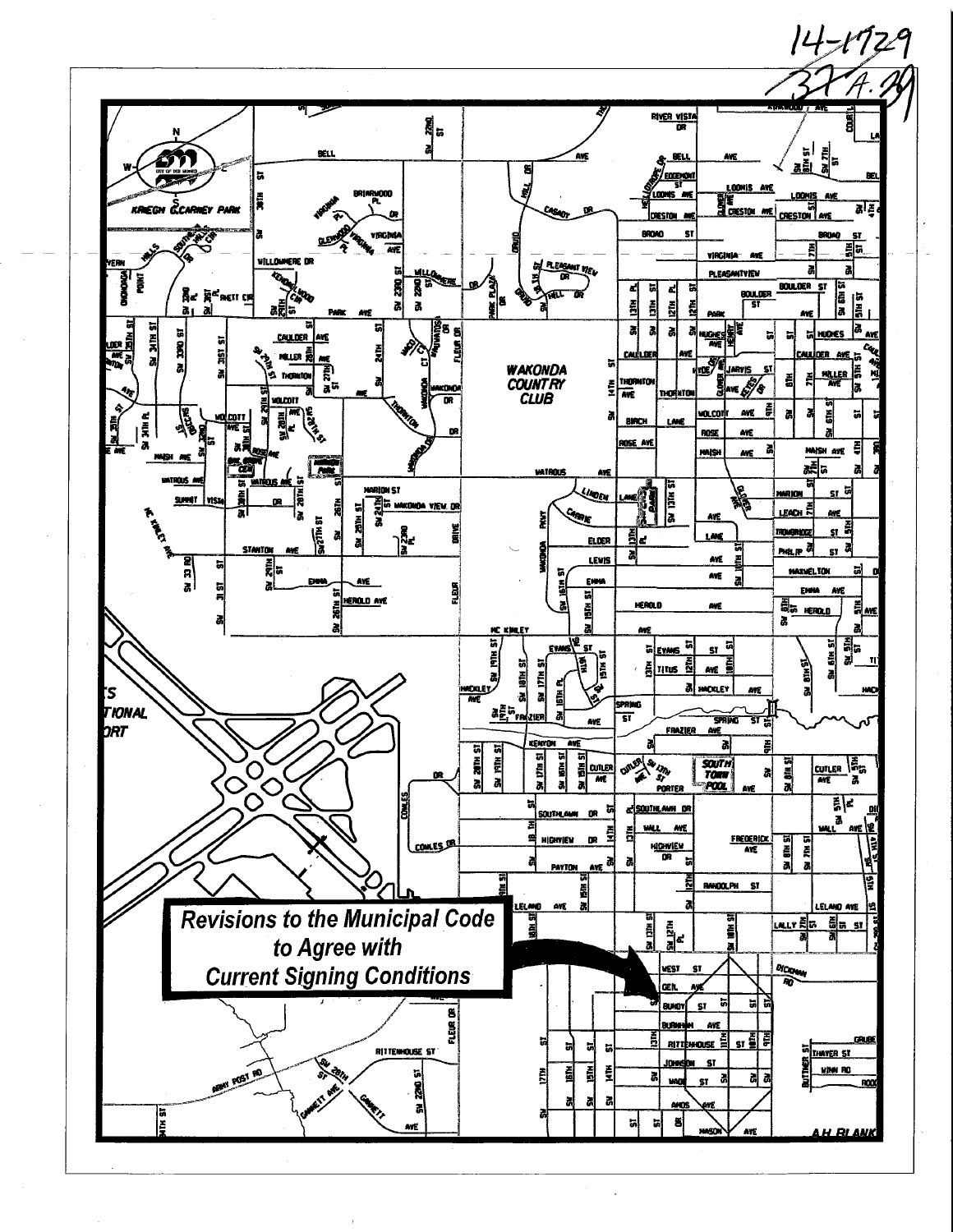14-1729

37A.39

**Revisions to the Municipal Code to Agree with Current Signing Conditions**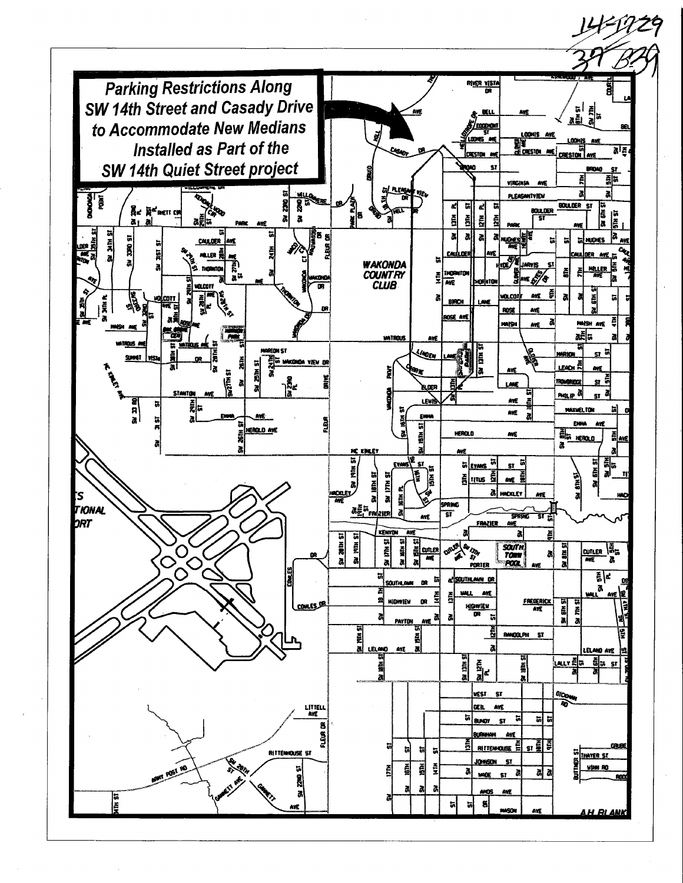14-1929

37 B39

**Parking Restrictions Along SW 14th Street and Casady Drive to Accommodate New Medians Installed as Part of the SW 14th Quiet Street project**

WAKONDA COUNTRY CLUB

SOUTH TOWN POOL